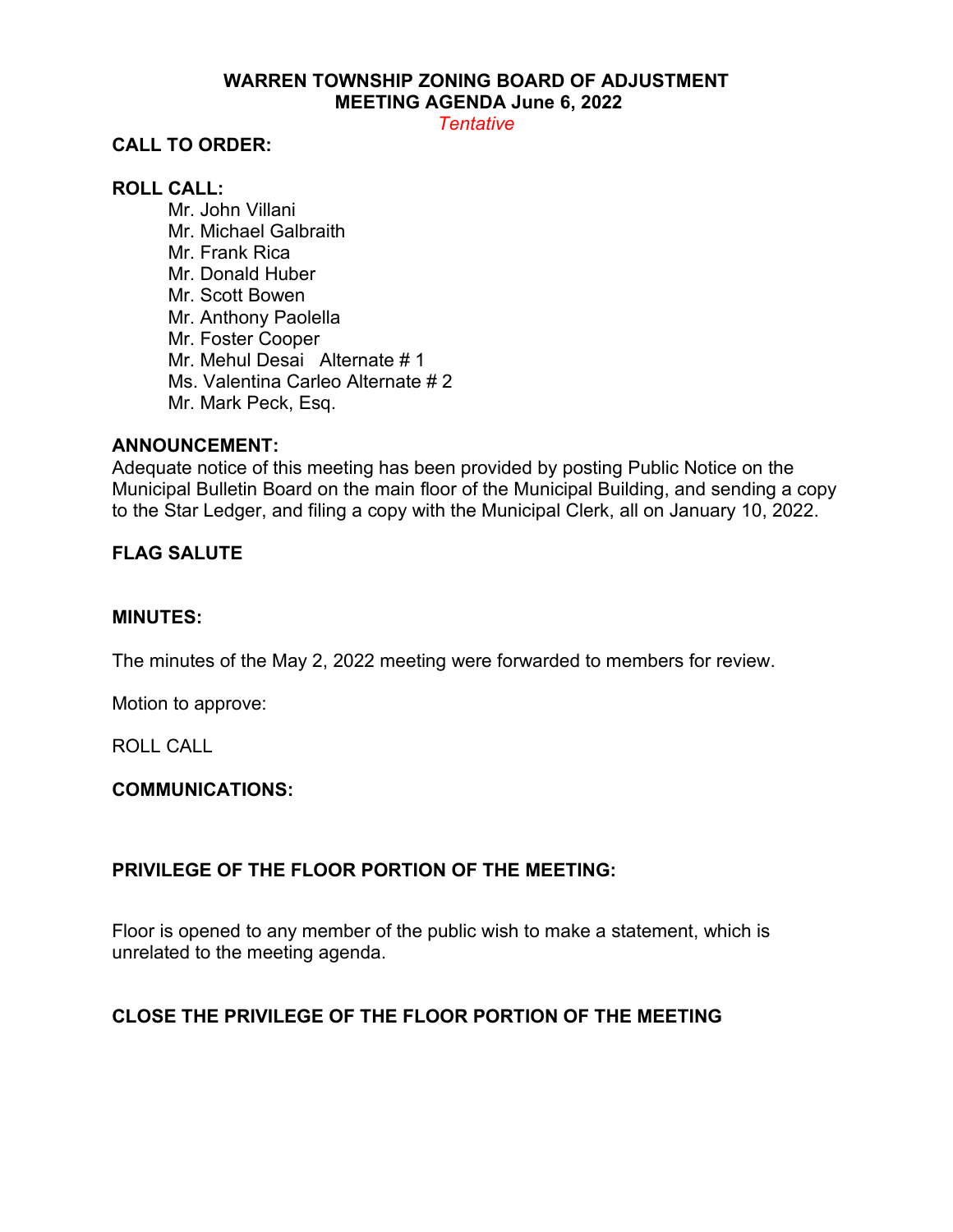# WARREN TOWNSHIP ZONING BOARD OF ADJUSTMENT
## MEETING AGENDA June 6, 2022

*Tentative*

**CALL TO ORDER:**

**ROLL CALL:**

- Mr. John Villani
- Mr. Michael Galbraith
- Mr. Frank Rica
- Mr. Donald Huber
- Mr. Scott Bowen
- Mr. Anthony Paolella
- Mr. Foster Cooper
- Mr. Mehul Desai Alternate # 1
- Ms. Valentina Carleo Alternate # 2
- Mr. Mark Peck, Esq.

**ANNOUNCEMENT:**

Adequate notice of this meeting has been provided by posting Public Notice on the Municipal Bulletin Board on the main floor of the Municipal Building, and sending a copy to the Star Ledger, and filing a copy with the Municipal Clerk, all on January 10, 2022.

**FLAG SALUTE**

**MINUTES:**

The minutes of the May 2, 2022 meeting were forwarded to members for review.

Motion to approve:

ROLL CALL

**COMMUNICATIONS:**

**PRIVILEGE OF THE FLOOR PORTION OF THE MEETING:**

Floor is opened to any member of the public wish to make a statement, which is unrelated to the meeting agenda.

**CLOSE THE PRIVILEGE OF THE FLOOR PORTION OF THE MEETING**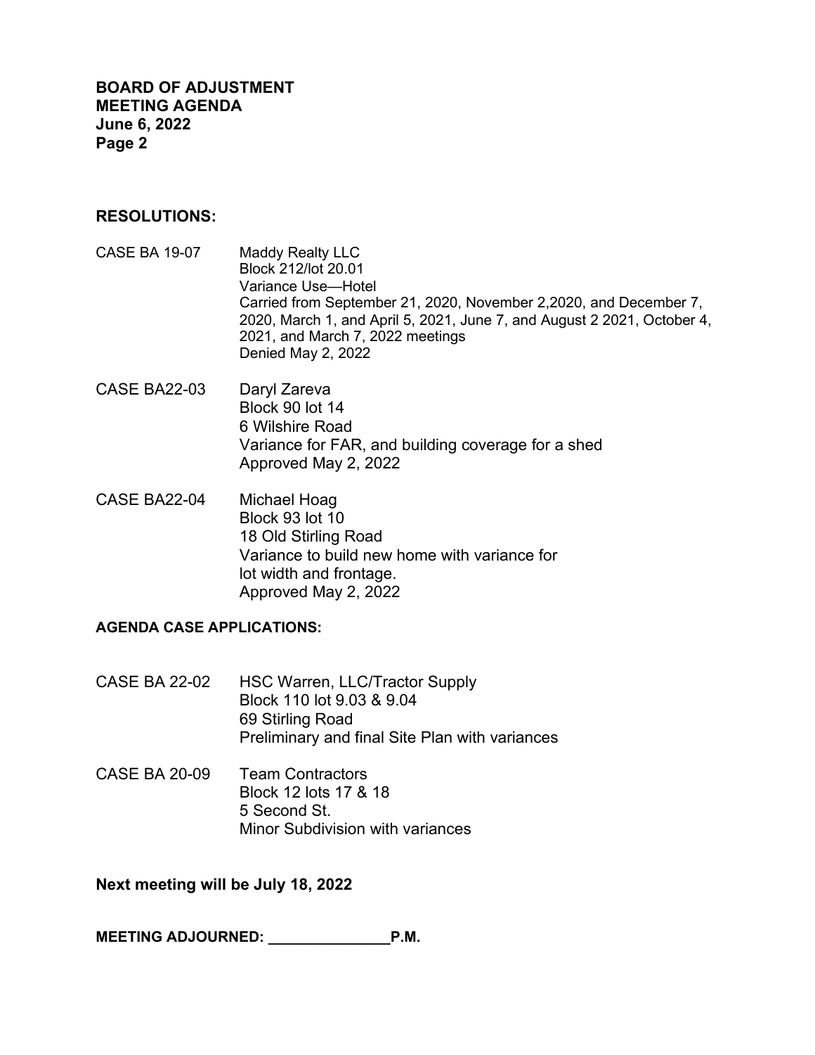## RESOLUTIONS:

CASE BA 19-07 Maddy Realty LLC
Block 212/lot 20.01
Variance Use—Hotel
Carried from September 21, 2020, November 2,2020, and December 7, 2020, March 1, and April 5, 2021, June 7, and August 2 2021, October 4, 2021, and March 7, 2022 meetings
Denied May 2, 2022

CASE BA22-03 Daryl Zareva
Block 90 lot 14
6 Wilshire Road
Variance for FAR, and building coverage for a shed
Approved May 2, 2022

CASE BA22-04 Michael Hoag
Block 93 lot 10
18 Old Stirling Road
Variance to build new home with variance for lot width and frontage.
Approved May 2, 2022

## AGENDA CASE APPLICATIONS:

CASE BA 22-02 HSC Warren, LLC/Tractor Supply
Block 110 lot 9.03 & 9.04
69 Stirling Road
Preliminary and final Site Plan with variances

CASE BA 20-09 Team Contractors
Block 12 lots 17 & 18
5 Second St.
Minor Subdivision with variances

**Next meeting will be July 18, 2022**

**MEETING ADJOURNED: _______________P.M.**